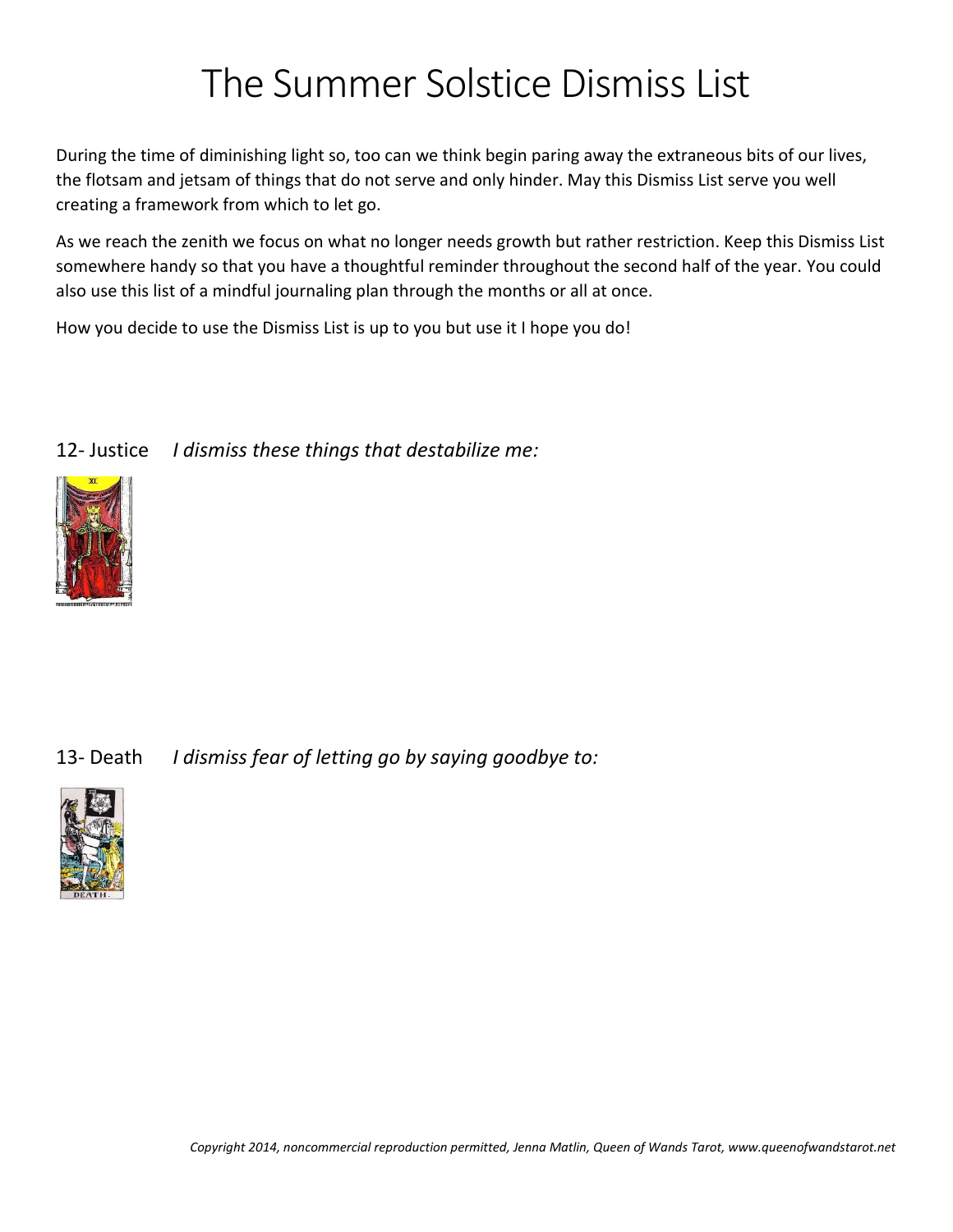# The Summer Solstice Dismiss List

During the time of diminishing light so, too can we think begin paring away the extraneous bits of our lives, the flotsam and jetsam of things that do not serve and only hinder. May this Dismiss List serve you well creating a framework from which to let go.

As we reach the zenith we focus on what no longer needs growth but rather restriction. Keep this Dismiss List somewhere handy so that you have a thoughtful reminder throughout the second half of the year. You could also use this list of a mindful journaling plan through the months or all at once.

How you decide to use the Dismiss List is up to you but use it I hope you do!

12- Justice *I dismiss these things that destabilize me:*

13- Death *I dismiss fear of letting go by saying goodbye to:*

*Copyright 2014, noncommercial reproduction permitted, Jenna Matlin, Queen of Wands Tarot, www.queenofwandstarot.net*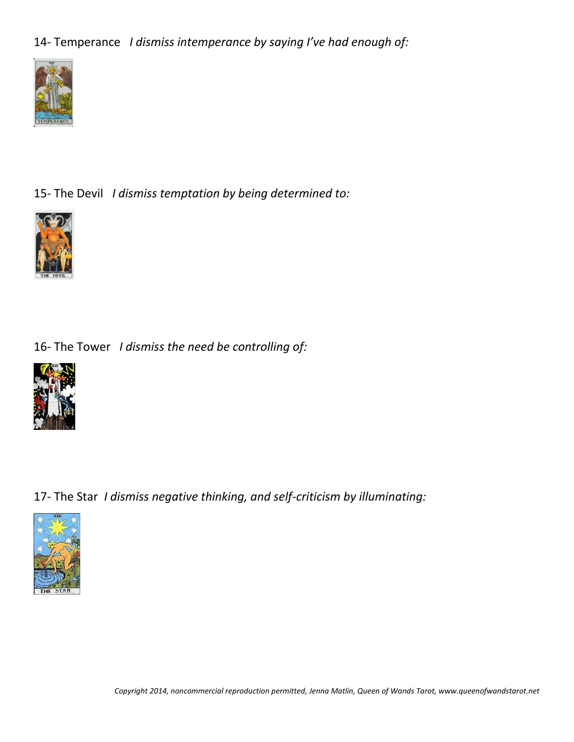14- Temperance *I dismiss intemperance by saying I've had enough of:*

15- The Devil *I dismiss temptation by being determined to:*

16- The Tower *I dismiss the need be controlling of:*

17- The Star *I dismiss negative thinking, and self-criticism by illuminating:*

*Copyright 2014, noncommercial reproduction permitted, Jenna Matlin, Queen of Wands Tarot, www.queenofwandstarot.net*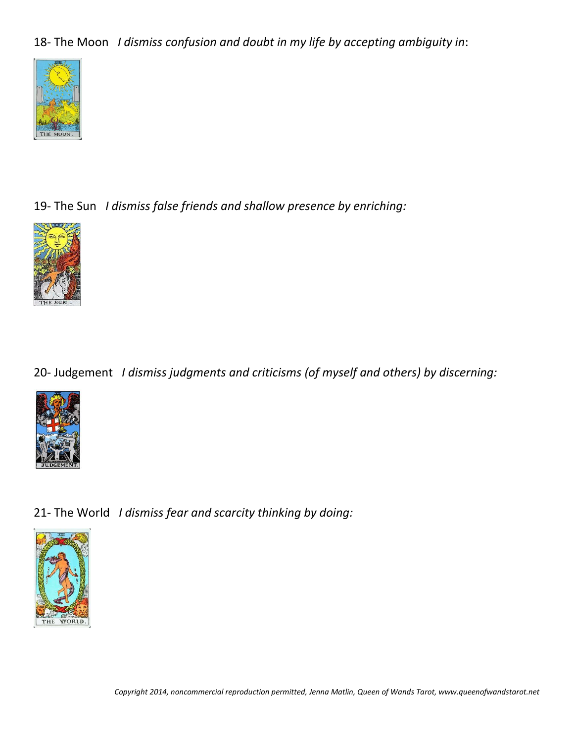18- The Moon *I dismiss confusion and doubt in my life by accepting ambiguity in*:

19- The Sun *I dismiss false friends and shallow presence by enriching:*

20- Judgement *I dismiss judgments and criticisms (of myself and others) by discerning:*

21- The World *I dismiss fear and scarcity thinking by doing:*

*Copyright 2014, noncommercial reproduction permitted, Jenna Matlin, Queen of Wands Tarot, www.queenofwandstarot.net*